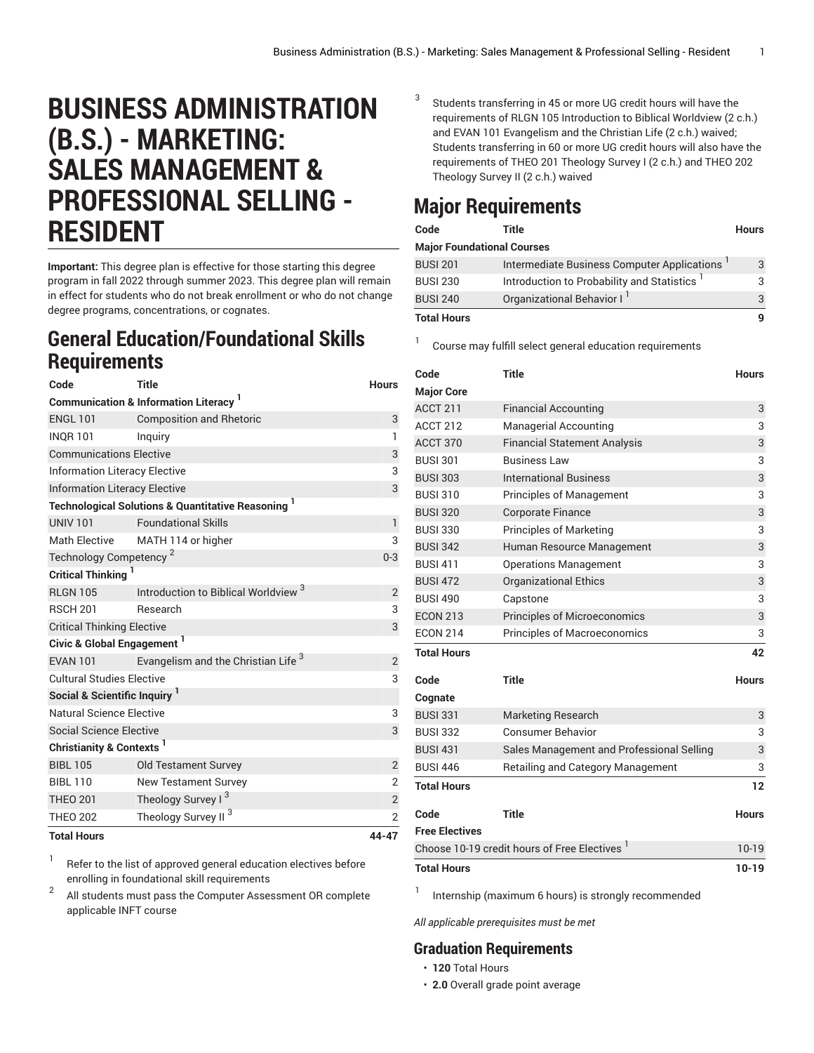# BUSINESS ADMINISTRATION (B.S.) - MARKETING: SALES MANAGEMENT & PROFESSIONAL SELLING - RESIDENT

**Important:** This degree plan is effective for those starting this degree program in fall 2022 through summer 2023. This degree plan will remain in effect for students who do not break enrollment or who do not change degree programs, concentrations, or cognates.

## General Education/Foundational Skills Requirements

| Code | Title | Hours |
|---|---|---|
| **Communication & Information Literacy** [1] | | |
| ENGL 101 | Composition and Rhetoric | 3 |
| INQR 101 | Inquiry | 1 |
| Communications Elective | | 3 |
| Information Literacy Elective | | 3 |
| Information Literacy Elective | | 3 |
| **Technological Solutions & Quantitative Reasoning** [1] | | |
| UNIV 101 | Foundational Skills | 1 |
| Math Elective | MATH 114 or higher | 3 |
| Technology Competency [2] | | 0-3 |
| **Critical Thinking** [1] | | |
| RLGN 105 | Introduction to Biblical Worldview [3] | 2 |
| RSCH 201 | Research | 3 |
| Critical Thinking Elective | | 3 |
| **Civic & Global Engagement** [1] | | |
| EVAN 101 | Evangelism and the Christian Life [3] | 2 |
| Cultural Studies Elective | | 3 |
| **Social & Scientific Inquiry** [1] | | |
| Natural Science Elective | | 3 |
| Social Science Elective | | 3 |
| **Christianity & Contexts** [1] | | |
| BIBL 105 | Old Testament Survey | 2 |
| BIBL 110 | New Testament Survey | 2 |
| THEO 201 | Theology Survey I [3] | 2 |
| THEO 202 | Theology Survey II [3] | 2 |
| **Total Hours** | | **44-47** |

1. Refer to the list of approved general education electives before enrolling in foundational skill requirements
2. All students must pass the Computer Assessment OR complete applicable INFT course
3. Students transferring in 45 or more UG credit hours will have the requirements of RLGN 105 Introduction to Biblical Worldview (2 c.h.) and EVAN 101 Evangelism and the Christian Life (2 c.h.) waived; Students transferring in 60 or more UG credit hours will also have the requirements of THEO 201 Theology Survey I (2 c.h.) and THEO 202 Theology Survey II (2 c.h.) waived

## Major Requirements

| Code | Title | Hours |
|---|---|---|
| **Major Foundational Courses** | | |
| BUSI 201 | Intermediate Business Computer Applications [1] | 3 |
| BUSI 230 | Introduction to Probability and Statistics [1] | 3 |
| BUSI 240 | Organizational Behavior I [1] | 3 |
| **Total Hours** | | **9** |

1. Course may fulfill select general education requirements

| Code | Title | Hours |
|---|---|---|
| **Major Core** | | |
| ACCT 211 | Financial Accounting | 3 |
| ACCT 212 | Managerial Accounting | 3 |
| ACCT 370 | Financial Statement Analysis | 3 |
| BUSI 301 | Business Law | 3 |
| BUSI 303 | International Business | 3 |
| BUSI 310 | Principles of Management | 3 |
| BUSI 320 | Corporate Finance | 3 |
| BUSI 330 | Principles of Marketing | 3 |
| BUSI 342 | Human Resource Management | 3 |
| BUSI 411 | Operations Management | 3 |
| BUSI 472 | Organizational Ethics | 3 |
| BUSI 490 | Capstone | 3 |
| ECON 213 | Principles of Microeconomics | 3 |
| ECON 214 | Principles of Macroeconomics | 3 |
| **Total Hours** | | **42** |

| Code | Title | Hours |
|---|---|---|
| **Cognate** | | |
| BUSI 331 | Marketing Research | 3 |
| BUSI 332 | Consumer Behavior | 3 |
| BUSI 431 | Sales Management and Professional Selling | 3 |
| BUSI 446 | Retailing and Category Management | 3 |
| **Total Hours** | | **12** |

| Code | Title | Hours |
|---|---|---|
| **Free Electives** | | |
| Choose 10-19 credit hours of Free Electives [1] | | 10-19 |
| **Total Hours** | | **10-19** |

1. Internship (maximum 6 hours) is strongly recommended

*All applicable prerequisites must be met*

### Graduation Requirements

- **120** Total Hours
- **2.0** Overall grade point average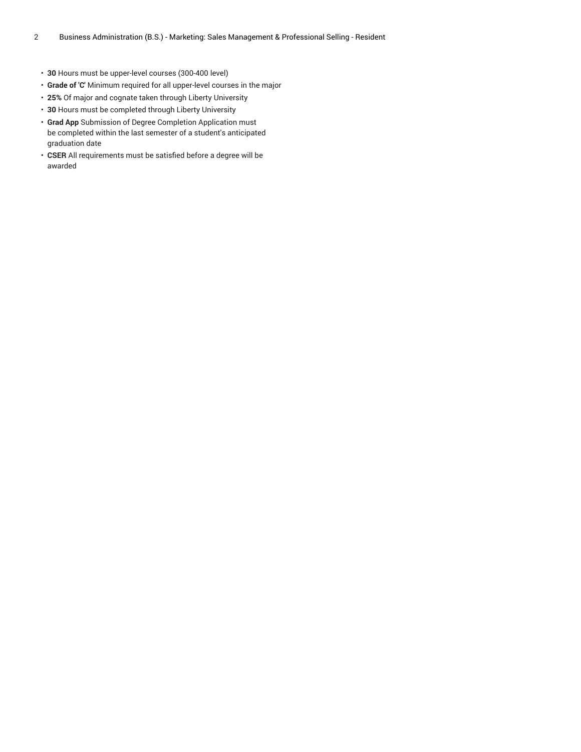- **30** Hours must be upper-level courses (300-400 level)
- **Grade of 'C'** Minimum required for all upper-level courses in the major
- **25%** Of major and cognate taken through Liberty University
- **30** Hours must be completed through Liberty University
- **Grad App** Submission of Degree Completion Application must be completed within the last semester of a student's anticipated graduation date
- **CSER** All requirements must be satisfied before a degree will be awarded